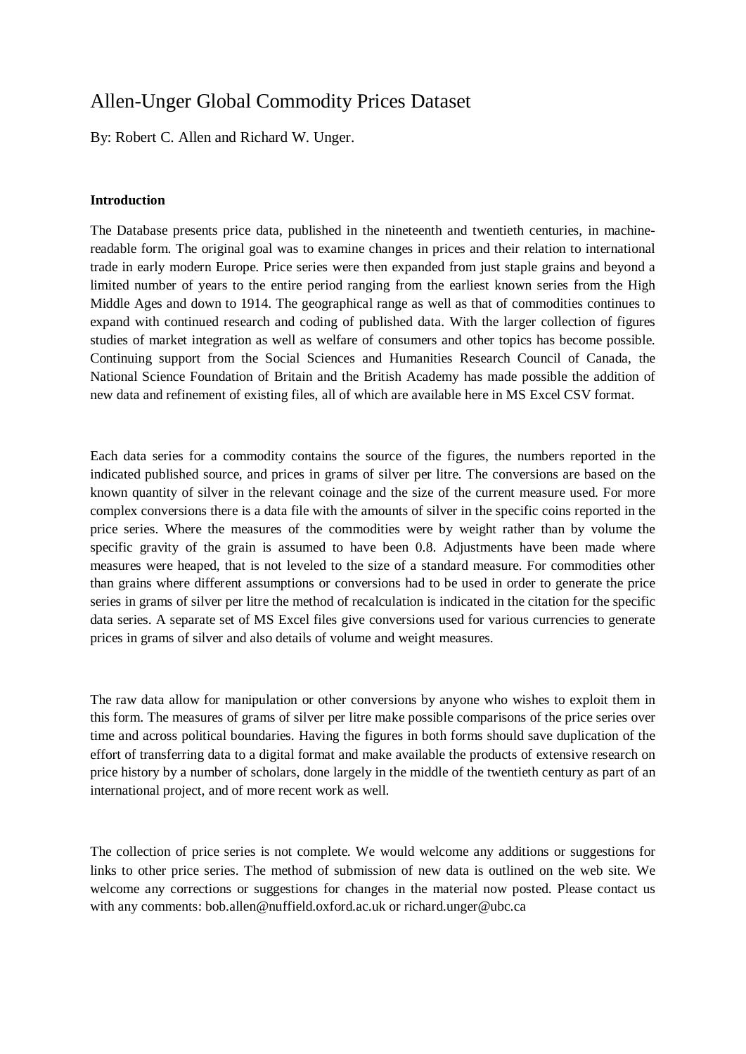# Allen-Unger Global Commodity Prices Dataset

By: Robert C. Allen and Richard W. Unger.

**Introduction**

The Database presents price data, published in the nineteenth and twentieth centuries, in machine-readable form. The original goal was to examine changes in prices and their relation to international trade in early modern Europe. Price series were then expanded from just staple grains and beyond a limited number of years to the entire period ranging from the earliest known series from the High Middle Ages and down to 1914. The geographical range as well as that of commodities continues to expand with continued research and coding of published data. With the larger collection of figures studies of market integration as well as welfare of consumers and other topics has become possible. Continuing support from the Social Sciences and Humanities Research Council of Canada, the National Science Foundation of Britain and the British Academy has made possible the addition of new data and refinement of existing files, all of which are available here in MS Excel CSV format.

Each data series for a commodity contains the source of the figures, the numbers reported in the indicated published source, and prices in grams of silver per litre. The conversions are based on the known quantity of silver in the relevant coinage and the size of the current measure used. For more complex conversions there is a data file with the amounts of silver in the specific coins reported in the price series. Where the measures of the commodities were by weight rather than by volume the specific gravity of the grain is assumed to have been 0.8. Adjustments have been made where measures were heaped, that is not leveled to the size of a standard measure. For commodities other than grains where different assumptions or conversions had to be used in order to generate the price series in grams of silver per litre the method of recalculation is indicated in the citation for the specific data series. A separate set of MS Excel files give conversions used for various currencies to generate prices in grams of silver and also details of volume and weight measures.

The raw data allow for manipulation or other conversions by anyone who wishes to exploit them in this form. The measures of grams of silver per litre make possible comparisons of the price series over time and across political boundaries. Having the figures in both forms should save duplication of the effort of transferring data to a digital format and make available the products of extensive research on price history by a number of scholars, done largely in the middle of the twentieth century as part of an international project, and of more recent work as well.

The collection of price series is not complete. We would welcome any additions or suggestions for links to other price series. The method of submission of new data is outlined on the web site. We welcome any corrections or suggestions for changes in the material now posted. Please contact us with any comments: bob.allen@nuffield.oxford.ac.uk or richard.unger@ubc.ca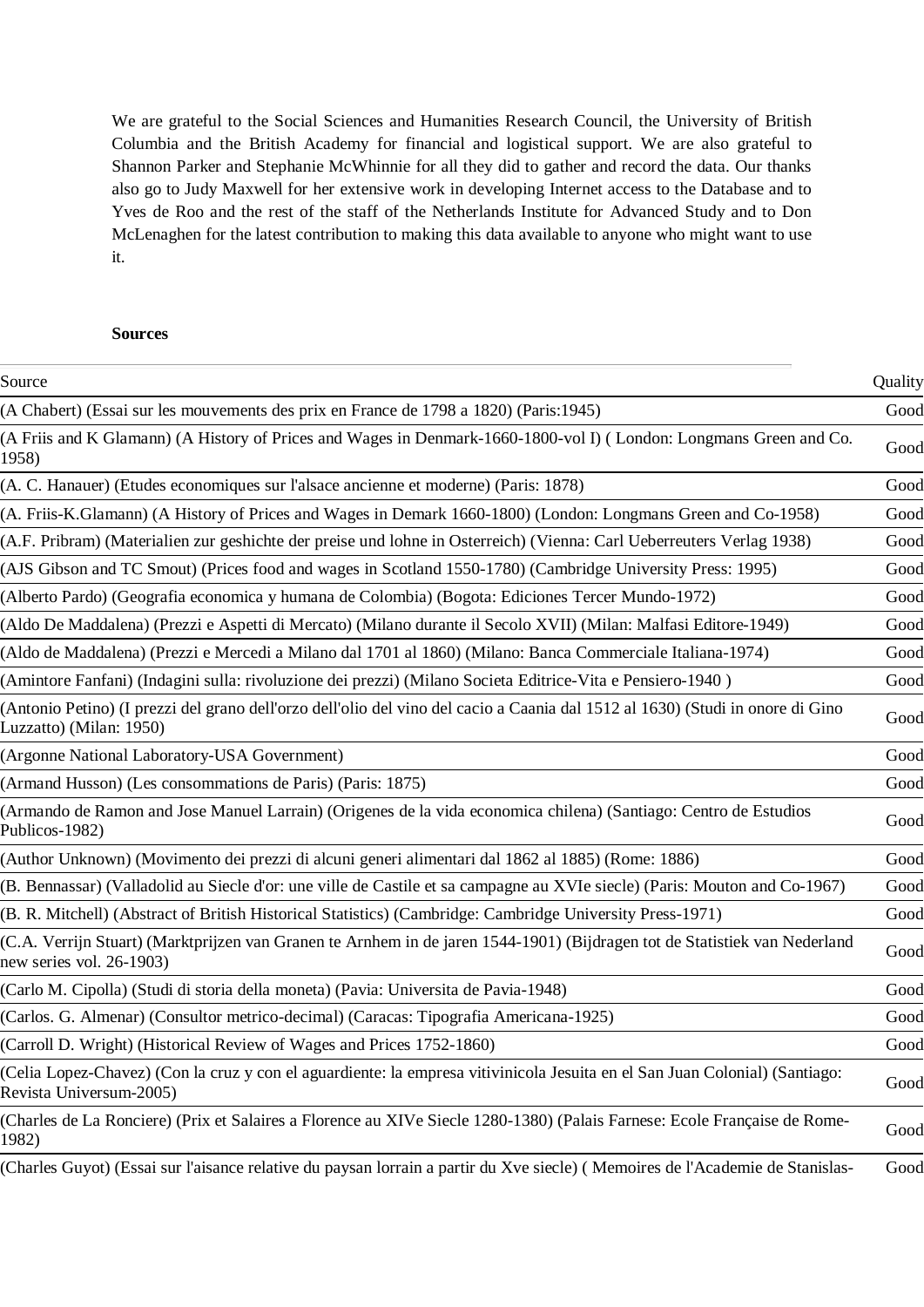We are grateful to the Social Sciences and Humanities Research Council, the University of British Columbia and the British Academy for financial and logistical support. We are also grateful to Shannon Parker and Stephanie McWhinnie for all they did to gather and record the data. Our thanks also go to Judy Maxwell for her extensive work in developing Internet access to the Database and to Yves de Roo and the rest of the staff of the Netherlands Institute for Advanced Study and to Don McLenaghen for the latest contribution to making this data available to anyone who might want to use it.

**Sources**

| Source | Quality |
|---|---|
| (A Chabert) (Essai sur les mouvements des prix en France de 1798 a 1820) (Paris:1945) | Good |
| (A Friis and K Glamann) (A History of Prices and Wages in Denmark-1660-1800-vol I) ( London: Longmans Green and Co. 1958) | Good |
| (A. C. Hanauer) (Etudes economiques sur l'alsace ancienne et moderne) (Paris: 1878) | Good |
| (A. Friis-K.Glamann) (A History of Prices and Wages in Demark 1660-1800) (London: Longmans Green and Co-1958) | Good |
| (A.F. Pribram) (Materialien zur geshichte der preise und lohne in Osterreich) (Vienna: Carl Ueberreuters Verlag 1938) | Good |
| (AJS Gibson and TC Smout) (Prices food and wages in Scotland 1550-1780) (Cambridge University Press: 1995) | Good |
| (Alberto Pardo) (Geografia economica y humana de Colombia) (Bogota: Ediciones Tercer Mundo-1972) | Good |
| (Aldo De Maddalena) (Prezzi e Aspetti di Mercato) (Milano durante il Secolo XVII) (Milan: Malfasi Editore-1949) | Good |
| (Aldo de Maddalena) (Prezzi e Mercedi a Milano dal 1701 al 1860) (Milano: Banca Commerciale Italiana-1974) | Good |
| (Amintore Fanfani) (Indagini sulla: rivoluzione dei prezzi) (Milano Societa Editrice-Vita e Pensiero-1940 ) | Good |
| (Antonio Petino) (I prezzi del grano dell'orzo dell'olio del vino del cacio a Caania dal 1512 al 1630) (Studi in onore di Gino Luzzatto) (Milan: 1950) | Good |
| (Argonne National Laboratory-USA Government) | Good |
| (Armand Husson) (Les consommations de Paris) (Paris: 1875) | Good |
| (Armando de Ramon and Jose Manuel Larrain) (Origenes de la vida economica chilena) (Santiago: Centro de Estudios Publicos-1982) | Good |
| (Author Unknown) (Movimento dei prezzi di alcuni generi alimentari dal 1862 al 1885) (Rome: 1886) | Good |
| (B. Bennassar) (Valladolid au Siecle d'or: une ville de Castile et sa campagne au XVIe siecle) (Paris: Mouton and Co-1967) | Good |
| (B. R. Mitchell) (Abstract of British Historical Statistics) (Cambridge: Cambridge University Press-1971) | Good |
| (C.A. Verrijn Stuart) (Marktprijzen van Granen te Arnhem in de jaren 1544-1901) (Bijdragen tot de Statistiek van Nederland new series vol. 26-1903) | Good |
| (Carlo M. Cipolla) (Studi di storia della moneta) (Pavia: Universita de Pavia-1948) | Good |
| (Carlos. G. Almenar) (Consultor metrico-decimal) (Caracas: Tipografia Americana-1925) | Good |
| (Carroll D. Wright) (Historical Review of Wages and Prices 1752-1860) | Good |
| (Celia Lopez-Chavez) (Con la cruz y con el aguardiente: la empresa vitivinicola Jesuita en el San Juan Colonial) (Santiago: Revista Universum-2005) | Good |
| (Charles de La Ronciere) (Prix et Salaires a Florence au XIVe Siecle 1280-1380) (Palais Farnese: Ecole Française de Rome-1982) | Good |
| (Charles Guyot) (Essai sur l'aisance relative du paysan lorrain a partir du Xve siecle) ( Memoires de l'Academie de Stanislas- | Good |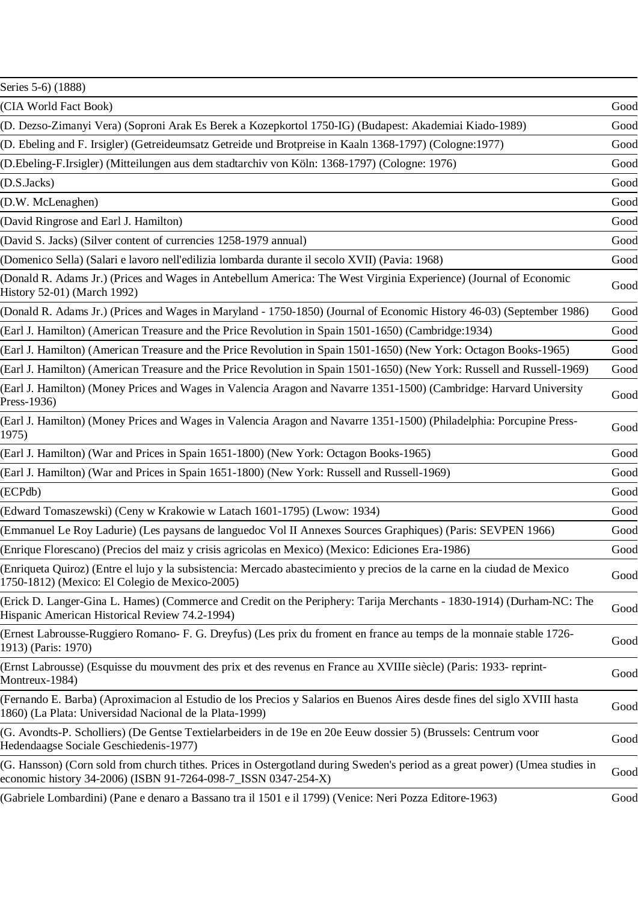| | |
|---|---|
| Series 5-6) (1888) | |
| (CIA World Fact Book) | Good |
| (D. Dezso-Zimanyi Vera) (Soproni Arak Es Berek a Kozepkortol 1750-IG) (Budapest: Akademiai Kiado-1989) | Good |
| (D. Ebeling and F. Irsigler) (Getreideumsatz Getreide und Brotpreise in Kaaln 1368-1797) (Cologne:1977) | Good |
| (D.Ebeling-F.Irsigler) (Mitteilungen aus dem stadtarchiv von Köln: 1368-1797) (Cologne: 1976) | Good |
| (D.S.Jacks) | Good |
| (D.W. McLenaghen) | Good |
| (David Ringrose and Earl J. Hamilton) | Good |
| (David S. Jacks) (Silver content of currencies 1258-1979 annual) | Good |
| (Domenico Sella) (Salari e lavoro nell'edilizia lombarda durante il secolo XVII) (Pavia: 1968) | Good |
| (Donald R. Adams Jr.) (Prices and Wages in Antebellum America: The West Virginia Experience) (Journal of Economic History 52-01) (March 1992) | Good |
| (Donald R. Adams Jr.) (Prices and Wages in Maryland - 1750-1850) (Journal of Economic History 46-03) (September 1986) | Good |
| (Earl J. Hamilton) (American Treasure and the Price Revolution in Spain 1501-1650) (Cambridge:1934) | Good |
| (Earl J. Hamilton) (American Treasure and the Price Revolution in Spain 1501-1650) (New York: Octagon Books-1965) | Good |
| (Earl J. Hamilton) (American Treasure and the Price Revolution in Spain 1501-1650) (New York: Russell and Russell-1969) | Good |
| (Earl J. Hamilton) (Money Prices and Wages in Valencia Aragon and Navarre 1351-1500) (Cambridge: Harvard University Press-1936) | Good |
| (Earl J. Hamilton) (Money Prices and Wages in Valencia Aragon and Navarre 1351-1500) (Philadelphia: Porcupine Press-1975) | Good |
| (Earl J. Hamilton) (War and Prices in Spain 1651-1800) (New York: Octagon Books-1965) | Good |
| (Earl J. Hamilton) (War and Prices in Spain 1651-1800) (New York: Russell and Russell-1969) | Good |
| (ECPdb) | Good |
| (Edward Tomaszewski) (Ceny w Krakowie w Latach 1601-1795) (Lwow: 1934) | Good |
| (Emmanuel Le Roy Ladurie) (Les paysans de languedoc Vol II Annexes Sources Graphiques) (Paris: SEVPEN 1966) | Good |
| (Enrique Florescano) (Precios del maiz y crisis agricolas en Mexico) (Mexico: Ediciones Era-1986) | Good |
| (Enriqueta Quiroz) (Entre el lujo y la subsistencia: Mercado abastecimiento y precios de la carne en la ciudad de Mexico 1750-1812) (Mexico: El Colegio de Mexico-2005) | Good |
| (Erick D. Langer-Gina L. Hames) (Commerce and Credit on the Periphery: Tarija Merchants - 1830-1914) (Durham-NC: The Hispanic American Historical Review 74.2-1994) | Good |
| (Ernest Labrousse-Ruggiero Romano- F. G. Dreyfus) (Les prix du froment en france au temps de la monnaie stable 1726-1913) (Paris: 1970) | Good |
| (Ernst Labrousse) (Esquisse du mouvment des prix et des revenus en France au XVIIIe siècle) (Paris: 1933- reprint-Montreux-1984) | Good |
| (Fernando E. Barba) (Aproximacion al Estudio de los Precios y Salarios en Buenos Aires desde fines del siglo XVIII hasta 1860) (La Plata: Universidad Nacional de la Plata-1999) | Good |
| (G. Avondts-P. Scholliers) (De Gentse Textielarbeiders in de 19e en 20e Eeuw dossier 5) (Brussels: Centrum voor Hedendaagse Sociale Geschiedenis-1977) | Good |
| (G. Hansson) (Corn sold from church tithes. Prices in Ostergotland during Sweden's period as a great power) (Umea studies in economic history 34-2006) (ISBN 91-7264-098-7_ISSN 0347-254-X) | Good |
| (Gabriele Lombardini) (Pane e denaro a Bassano tra il 1501 e il 1799) (Venice: Neri Pozza Editore-1963) | Good |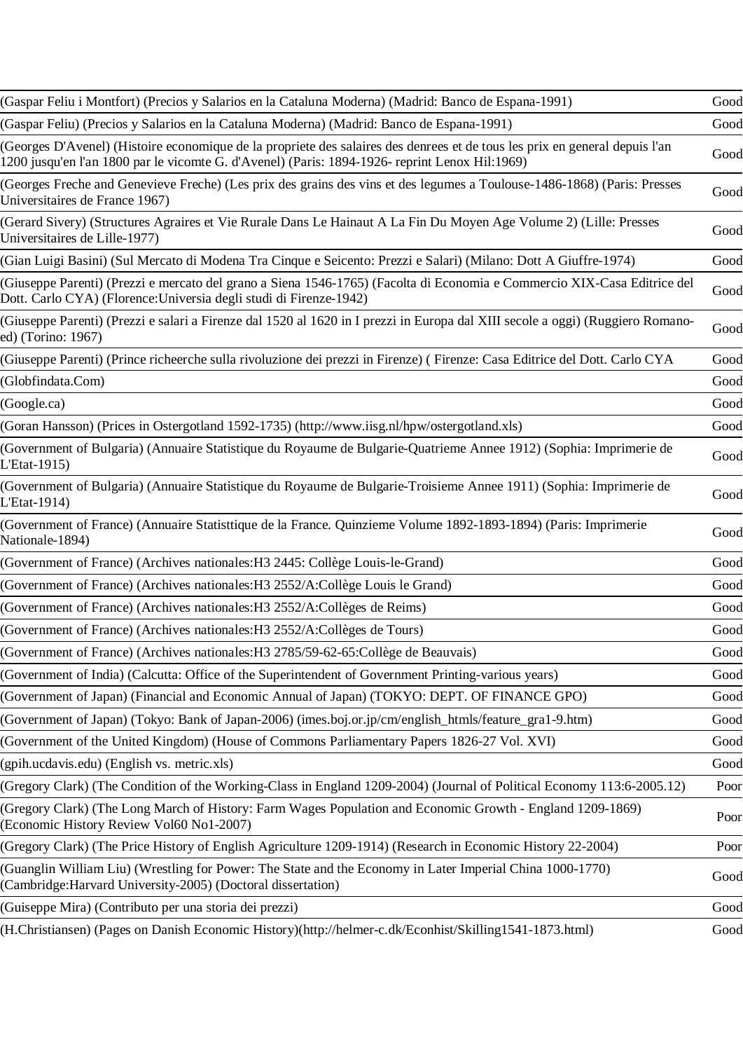| | |
|---|---|
| (Gaspar Feliu i Montfort) (Precios y Salarios en la Cataluna Moderna) (Madrid: Banco de Espana-1991) | Good |
| (Gaspar Feliu) (Precios y Salarios en la Cataluna Moderna) (Madrid: Banco de Espana-1991) | Good |
| (Georges D'Avenel) (Histoire economique de la propriete des salaires des denrees et de tous les prix en general depuis l'an 1200 jusqu'en l'an 1800 par le vicomte G. d'Avenel) (Paris: 1894-1926- reprint Lenox Hil:1969) | Good |
| (Georges Freche and Genevieve Freche) (Les prix des grains des vins et des legumes a Toulouse-1486-1868) (Paris: Presses Universitaires de France 1967) | Good |
| (Gerard Sivery) (Structures Agraires et Vie Rurale Dans Le Hainaut A La Fin Du Moyen Age Volume 2) (Lille: Presses Universitaires de Lille-1977) | Good |
| (Gian Luigi Basini) (Sul Mercato di Modena Tra Cinque e Seicento: Prezzi e Salari) (Milano: Dott A Giuffre-1974) | Good |
| (Giuseppe Parenti) (Prezzi e mercato del grano a Siena 1546-1765) (Facolta di Economia e Commercio XIX-Casa Editrice del Dott. Carlo CYA) (Florence:Universia degli studi di Firenze-1942) | Good |
| (Giuseppe Parenti) (Prezzi e salari a Firenze dal 1520 al 1620 in I prezzi in Europa dal XIII secole a oggi) (Ruggiero Romano-ed) (Torino: 1967) | Good |
| (Giuseppe Parenti) (Prince richeerche sulla rivoluzione dei prezzi in Firenze) ( Firenze: Casa Editrice del Dott. Carlo CYA | Good |
| (Globfindata.Com) | Good |
| (Google.ca) | Good |
| (Goran Hansson) (Prices in Ostergotland 1592-1735) (http://www.iisg.nl/hpw/ostergotland.xls) | Good |
| (Government of Bulgaria) (Annuaire Statistique du Royaume de Bulgarie-Quatrieme Annee 1912) (Sophia: Imprimerie de L'Etat-1915) | Good |
| (Government of Bulgaria) (Annuaire Statistique du Royaume de Bulgarie-Troisieme Annee 1911) (Sophia: Imprimerie de L'Etat-1914) | Good |
| (Government of France) (Annuaire Statisttique de la France. Quinzieme Volume 1892-1893-1894) (Paris: Imprimerie Nationale-1894) | Good |
| (Government of France) (Archives nationales:H3 2445: Collège Louis-le-Grand) | Good |
| (Government of France) (Archives nationales:H3 2552/A:Collège Louis le Grand) | Good |
| (Government of France) (Archives nationales:H3 2552/A:Collèges de Reims) | Good |
| (Government of France) (Archives nationales:H3 2552/A:Collèges de Tours) | Good |
| (Government of France) (Archives nationales:H3 2785/59-62-65:Collège de Beauvais) | Good |
| (Government of India) (Calcutta: Office of the Superintendent of Government Printing-various years) | Good |
| (Government of Japan) (Financial and Economic Annual of Japan) (TOKYO: DEPT. OF FINANCE GPO) | Good |
| (Government of Japan) (Tokyo: Bank of Japan-2006) (imes.boj.or.jp/cm/english_htmls/feature_gra1-9.htm) | Good |
| (Government of the United Kingdom) (House of Commons Parliamentary Papers 1826-27 Vol. XVI) | Good |
| (gpih.ucdavis.edu) (English vs. metric.xls) | Good |
| (Gregory Clark) (The Condition of the Working-Class in England 1209-2004) (Journal of Political Economy 113:6-2005.12) | Poor |
| (Gregory Clark) (The Long March of History: Farm Wages Population and Economic Growth - England 1209-1869) (Economic History Review Vol60 No1-2007) | Poor |
| (Gregory Clark) (The Price History of English Agriculture 1209-1914) (Research in Economic History 22-2004) | Poor |
| (Guanglin William Liu) (Wrestling for Power: The State and the Economy in Later Imperial China 1000-1770) (Cambridge:Harvard University-2005) (Doctoral dissertation) | Good |
| (Guiseppe Mira) (Contributo per una storia dei prezzi) | Good |
| (H.Christiansen) (Pages on Danish Economic History)(http://helmer-c.dk/Econhist/Skilling1541-1873.html) | Good |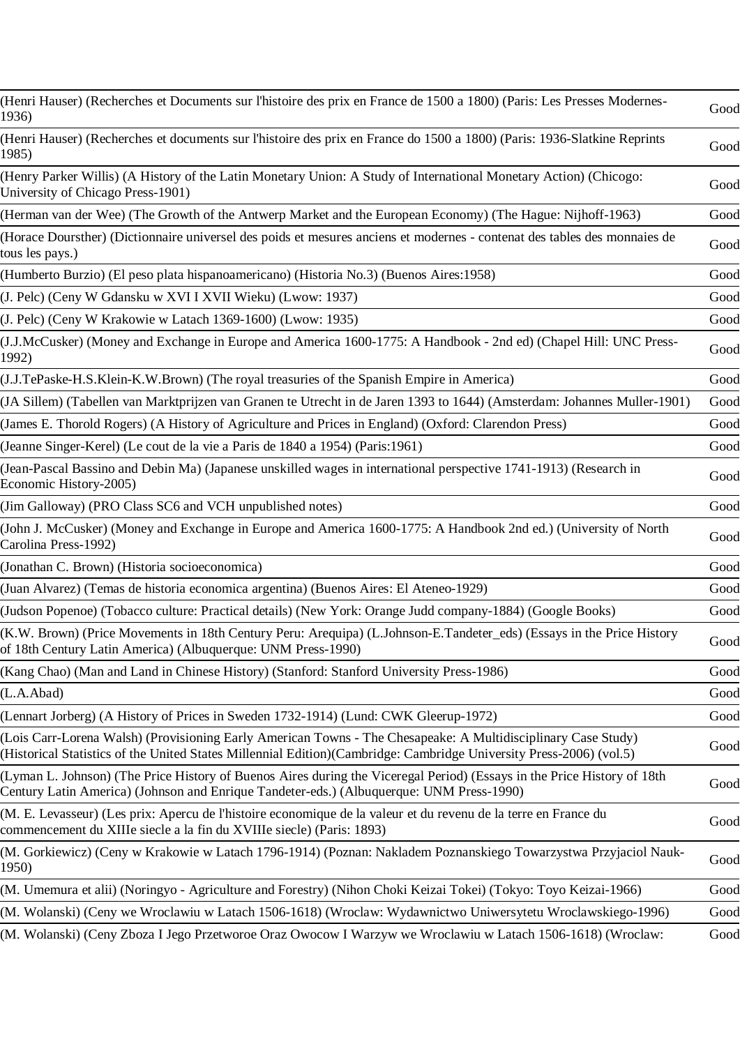| | |
|---|---|
| (Henri Hauser) (Recherches et Documents sur l'histoire des prix en France de 1500 a 1800) (Paris: Les Presses Modernes-1936) | Good |
| (Henri Hauser) (Recherches et documents sur l'histoire des prix en France do 1500 a 1800) (Paris: 1936-Slatkine Reprints 1985) | Good |
| (Henry Parker Willis) (A History of the Latin Monetary Union: A Study of International Monetary Action) (Chicogo: University of Chicago Press-1901) | Good |
| (Herman van der Wee) (The Growth of the Antwerp Market and the European Economy) (The Hague: Nijhoff-1963) | Good |
| (Horace Doursther) (Dictionnaire universel des poids et mesures anciens et modernes - contenat des tables des monnaies de tous les pays.) | Good |
| (Humberto Burzio) (El peso plata hispanoamericano) (Historia No.3) (Buenos Aires:1958) | Good |
| (J. Pelc) (Ceny W Gdansku w XVI I XVII Wieku) (Lwow: 1937) | Good |
| (J. Pelc) (Ceny W Krakowie w Latach 1369-1600) (Lwow: 1935) | Good |
| (J.J.McCusker) (Money and Exchange in Europe and America 1600-1775: A Handbook - 2nd ed) (Chapel Hill: UNC Press-1992) | Good |
| (J.J.TePaske-H.S.Klein-K.W.Brown) (The royal treasuries of the Spanish Empire in America) | Good |
| (JA Sillem) (Tabellen van Marktprijzen van Granen te Utrecht in de Jaren 1393 to 1644) (Amsterdam: Johannes Muller-1901) | Good |
| (James E. Thorold Rogers) (A History of Agriculture and Prices in England) (Oxford: Clarendon Press) | Good |
| (Jeanne Singer-Kerel) (Le cout de la vie a Paris de 1840 a 1954) (Paris:1961) | Good |
| (Jean-Pascal Bassino and Debin Ma) (Japanese unskilled wages in international perspective 1741-1913) (Research in Economic History-2005) | Good |
| (Jim Galloway) (PRO Class SC6 and VCH unpublished notes) | Good |
| (John J. McCusker) (Money and Exchange in Europe and America 1600-1775: A Handbook 2nd ed.) (University of North Carolina Press-1992) | Good |
| (Jonathan C. Brown) (Historia socioeconomica) | Good |
| (Juan Alvarez) (Temas de historia economica argentina) (Buenos Aires: El Ateneo-1929) | Good |
| (Judson Popenoe) (Tobacco culture: Practical details) (New York: Orange Judd company-1884) (Google Books) | Good |
| (K.W. Brown) (Price Movements in 18th Century Peru: Arequipa) (L.Johnson-E.Tandeter_eds) (Essays in the Price History of 18th Century Latin America) (Albuquerque: UNM Press-1990) | Good |
| (Kang Chao) (Man and Land in Chinese History) (Stanford: Stanford University Press-1986) | Good |
| (L.A.Abad) | Good |
| (Lennart Jorberg) (A History of Prices in Sweden 1732-1914) (Lund: CWK Gleerup-1972) | Good |
| (Lois Carr-Lorena Walsh) (Provisioning Early American Towns - The Chesapeake: A Multidisciplinary Case Study) (Historical Statistics of the United States Millennial Edition)(Cambridge: Cambridge University Press-2006) (vol.5) | Good |
| (Lyman L. Johnson) (The Price History of Buenos Aires during the Viceregal Period) (Essays in the Price History of 18th Century Latin America) (Johnson and Enrique Tandeter-eds.) (Albuquerque: UNM Press-1990) | Good |
| (M. E. Levasseur) (Les prix: Apercu de l'histoire economique de la valeur et du revenu de la terre en France du commencement du XIIIe siecle a la fin du XVIIIe siecle) (Paris: 1893) | Good |
| (M. Gorkiewicz) (Ceny w Krakowie w Latach 1796-1914) (Poznan: Nakladem Poznanskiego Towarzystwa Przyjaciol Nauk-1950) | Good |
| (M. Umemura et alii) (Noringyo - Agriculture and Forestry) (Nihon Choki Keizai Tokei) (Tokyo: Toyo Keizai-1966) | Good |
| (M. Wolanski) (Ceny we Wroclawiu w Latach 1506-1618) (Wroclaw: Wydawnictwo Uniwersytetu Wroclawskiego-1996) | Good |
| (M. Wolanski) (Ceny Zboza I Jego Przetworoe Oraz Owocow I Warzyw we Wroclawiu w Latach 1506-1618) (Wroclaw: | Good |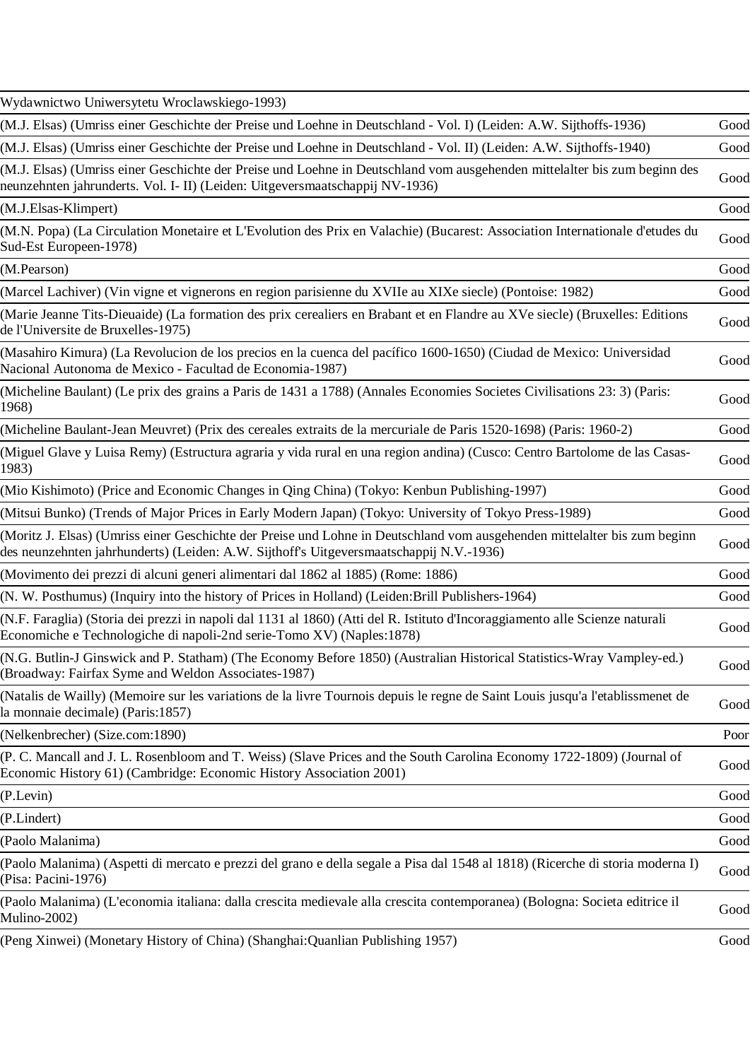| | |
|---|---|
| Wydawnictwo Uniwersytetu Wroclawskiego-1993) | |
| (M.J. Elsas) (Umriss einer Geschichte der Preise und Loehne in Deutschland - Vol. I) (Leiden: A.W. Sijthoffs-1936) | Good |
| (M.J. Elsas) (Umriss einer Geschichte der Preise und Loehne in Deutschland - Vol. II) (Leiden: A.W. Sijthoffs-1940) | Good |
| (M.J. Elsas) (Umriss einer Geschichte der Preise und Loehne in Deutschland vom ausgehenden mittelalter bis zum beginn des neunzehnten jahrunderts. Vol. I- II) (Leiden: Uitgeversmaatschappij NV-1936) | Good |
| (M.J.Elsas-Klimpert) | Good |
| (M.N. Popa) (La Circulation Monetaire et L'Evolution des Prix en Valachie) (Bucarest: Association Internationale d'etudes du Sud-Est Europeen-1978) | Good |
| (M.Pearson) | Good |
| (Marcel Lachiver) (Vin vigne et vignerons en region parisienne du XVIIe au XIXe siecle) (Pontoise: 1982) | Good |
| (Marie Jeanne Tits-Dieuaide) (La formation des prix cerealiers en Brabant et en Flandre au XVe siecle) (Bruxelles: Editions de l'Universite de Bruxelles-1975) | Good |
| (Masahiro Kimura) (La Revolucion de los precios en la cuenca del pacífico 1600-1650) (Ciudad de Mexico: Universidad Nacional Autonoma de Mexico - Facultad de Economia-1987) | Good |
| (Micheline Baulant) (Le prix des grains a Paris de 1431 a 1788) (Annales Economies Societes Civilisations 23: 3) (Paris: 1968) | Good |
| (Micheline Baulant-Jean Meuvret) (Prix des cereales extraits de la mercuriale de Paris 1520-1698) (Paris: 1960-2) | Good |
| (Miguel Glave y Luisa Remy) (Estructura agraria y vida rural en una region andina) (Cusco: Centro Bartolome de las Casas-1983) | Good |
| (Mio Kishimoto) (Price and Economic Changes in Qing China) (Tokyo: Kenbun Publishing-1997) | Good |
| (Mitsui Bunko) (Trends of Major Prices in Early Modern Japan) (Tokyo: University of Tokyo Press-1989) | Good |
| (Moritz J. Elsas) (Umriss einer Geschichte der Preise und Lohne in Deutschland vom ausgehenden mittelalter bis zum beginn des neunzehnten jahrhunderts) (Leiden: A.W. Sijthoff's Uitgeversmaatschappij N.V.-1936) | Good |
| (Movimento dei prezzi di alcuni generi alimentari dal 1862 al 1885) (Rome: 1886) | Good |
| (N. W. Posthumus) (Inquiry into the history of Prices in Holland) (Leiden:Brill Publishers-1964) | Good |
| (N.F. Faraglia) (Storia dei prezzi in napoli dal 1131 al 1860) (Atti del R. Istituto d'Incoraggiamento alle Scienze naturali Economiche e Technologiche di napoli-2nd serie-Tomo XV) (Naples:1878) | Good |
| (N.G. Butlin-J Ginswick and P. Statham) (The Economy Before 1850) (Australian Historical Statistics-Wray Vampley-ed.) (Broadway: Fairfax Syme and Weldon Associates-1987) | Good |
| (Natalis de Wailly) (Memoire sur les variations de la livre Tournois depuis le regne de Saint Louis jusqu'a l'etablissmenet de la monnaie decimale) (Paris:1857) | Good |
| (Nelkenbrecher) (Size.com:1890) | Poor |
| (P. C. Mancall and J. L. Rosenbloom and T. Weiss) (Slave Prices and the South Carolina Economy 1722-1809) (Journal of Economic History 61) (Cambridge: Economic History Association 2001) | Good |
| (P.Levin) | Good |
| (P.Lindert) | Good |
| (Paolo Malanima) | Good |
| (Paolo Malanima) (Aspetti di mercato e prezzi del grano e della segale a Pisa dal 1548 al 1818) (Ricerche di storia moderna I) (Pisa: Pacini-1976) | Good |
| (Paolo Malanima) (L'economia italiana: dalla crescita medievale alla crescita contemporanea) (Bologna: Societa editrice il Mulino-2002) | Good |
| (Peng Xinwei) (Monetary History of China) (Shanghai:Quanlian Publishing 1957) | Good |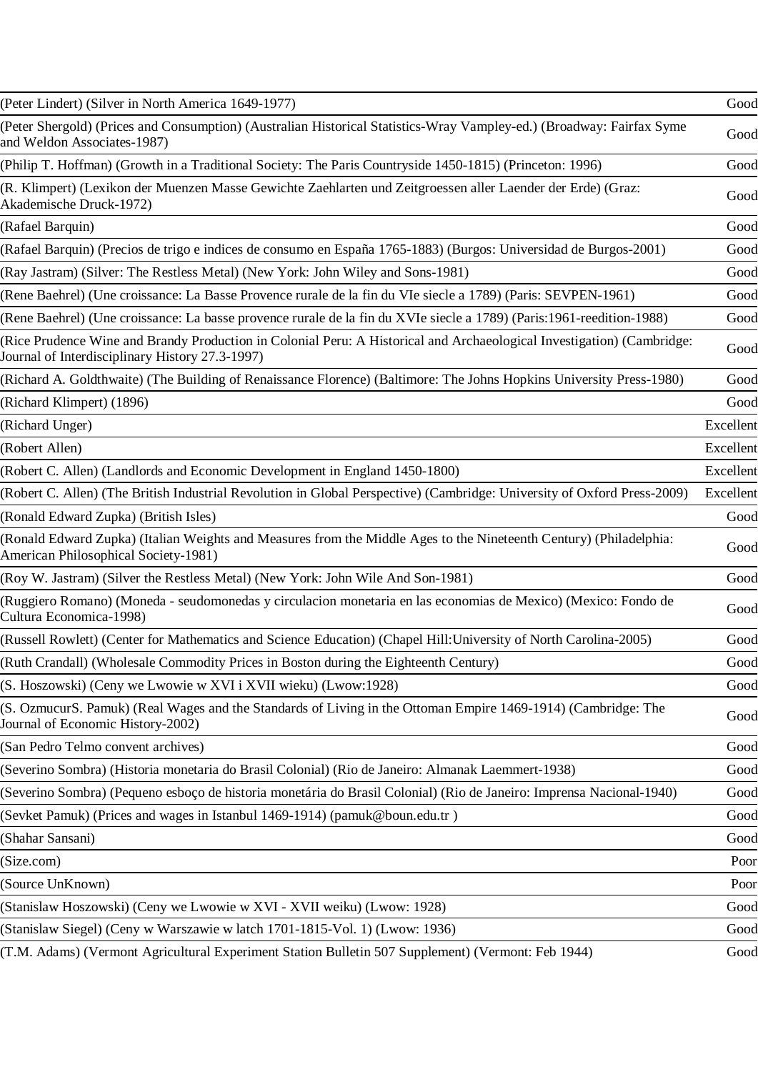| | |
|---|---|
| (Peter Lindert) (Silver in North America 1649-1977) | Good |
| (Peter Shergold) (Prices and Consumption) (Australian Historical Statistics-Wray Vampley-ed.) (Broadway: Fairfax Syme and Weldon Associates-1987) | Good |
| (Philip T. Hoffman) (Growth in a Traditional Society: The Paris Countryside 1450-1815) (Princeton: 1996) | Good |
| (R. Klimpert) (Lexikon der Muenzen Masse Gewichte Zaehlarten und Zeitgroessen aller Laender der Erde) (Graz: Akademische Druck-1972) | Good |
| (Rafael Barquin) | Good |
| (Rafael Barquin) (Precios de trigo e indices de consumo en España 1765-1883) (Burgos: Universidad de Burgos-2001) | Good |
| (Ray Jastram) (Silver: The Restless Metal) (New York: John Wiley and Sons-1981) | Good |
| (Rene Baehrel) (Une croissance: La Basse Provence rurale de la fin du VIe siecle a 1789) (Paris: SEVPEN-1961) | Good |
| (Rene Baehrel) (Une croissance: La basse provence rurale de la fin du XVIe siecle a 1789) (Paris:1961-reedition-1988) | Good |
| (Rice Prudence Wine and Brandy Production in Colonial Peru: A Historical and Archaeological Investigation) (Cambridge: Journal of Interdisciplinary History 27.3-1997) | Good |
| (Richard A. Goldthwaite) (The Building of Renaissance Florence) (Baltimore: The Johns Hopkins University Press-1980) | Good |
| (Richard Klimpert) (1896) | Good |
| (Richard Unger) | Excellent |
| (Robert Allen) | Excellent |
| (Robert C. Allen) (Landlords and Economic Development in England 1450-1800) | Excellent |
| (Robert C. Allen) (The British Industrial Revolution in Global Perspective) (Cambridge: University of Oxford Press-2009) | Excellent |
| (Ronald Edward Zupka) (British Isles) | Good |
| (Ronald Edward Zupka) (Italian Weights and Measures from the Middle Ages to the Nineteenth Century) (Philadelphia: American Philosophical Society-1981) | Good |
| (Roy W. Jastram) (Silver the Restless Metal) (New York: John Wile And Son-1981) | Good |
| (Ruggiero Romano) (Moneda - seudomonedas y circulacion monetaria en las economias de Mexico) (Mexico: Fondo de Cultura Economica-1998) | Good |
| (Russell Rowlett) (Center for Mathematics and Science Education) (Chapel Hill:University of North Carolina-2005) | Good |
| (Ruth Crandall) (Wholesale Commodity Prices in Boston during the Eighteenth Century) | Good |
| (S. Hoszowski) (Ceny we Lwowie w XVI i XVII wieku) (Lwow:1928) | Good |
| (S. OzmucurS. Pamuk) (Real Wages and the Standards of Living in the Ottoman Empire 1469-1914) (Cambridge: The Journal of Economic History-2002) | Good |
| (San Pedro Telmo convent archives) | Good |
| (Severino Sombra) (Historia monetaria do Brasil Colonial) (Rio de Janeiro: Almanak Laemmert-1938) | Good |
| (Severino Sombra) (Pequeno esboço de historia monetária do Brasil Colonial) (Rio de Janeiro: Imprensa Nacional-1940) | Good |
| (Sevket Pamuk) (Prices and wages in Istanbul 1469-1914) (pamuk@boun.edu.tr ) | Good |
| (Shahar Sansani) | Good |
| (Size.com) | Poor |
| (Source UnKnown) | Poor |
| (Stanislaw Hoszowski) (Ceny we Lwowie w XVI - XVII weiku) (Lwow: 1928) | Good |
| (Stanislaw Siegel) (Ceny w Warszawie w latch 1701-1815-Vol. 1) (Lwow: 1936) | Good |
| (T.M. Adams) (Vermont Agricultural Experiment Station Bulletin 507 Supplement) (Vermont: Feb 1944) | Good |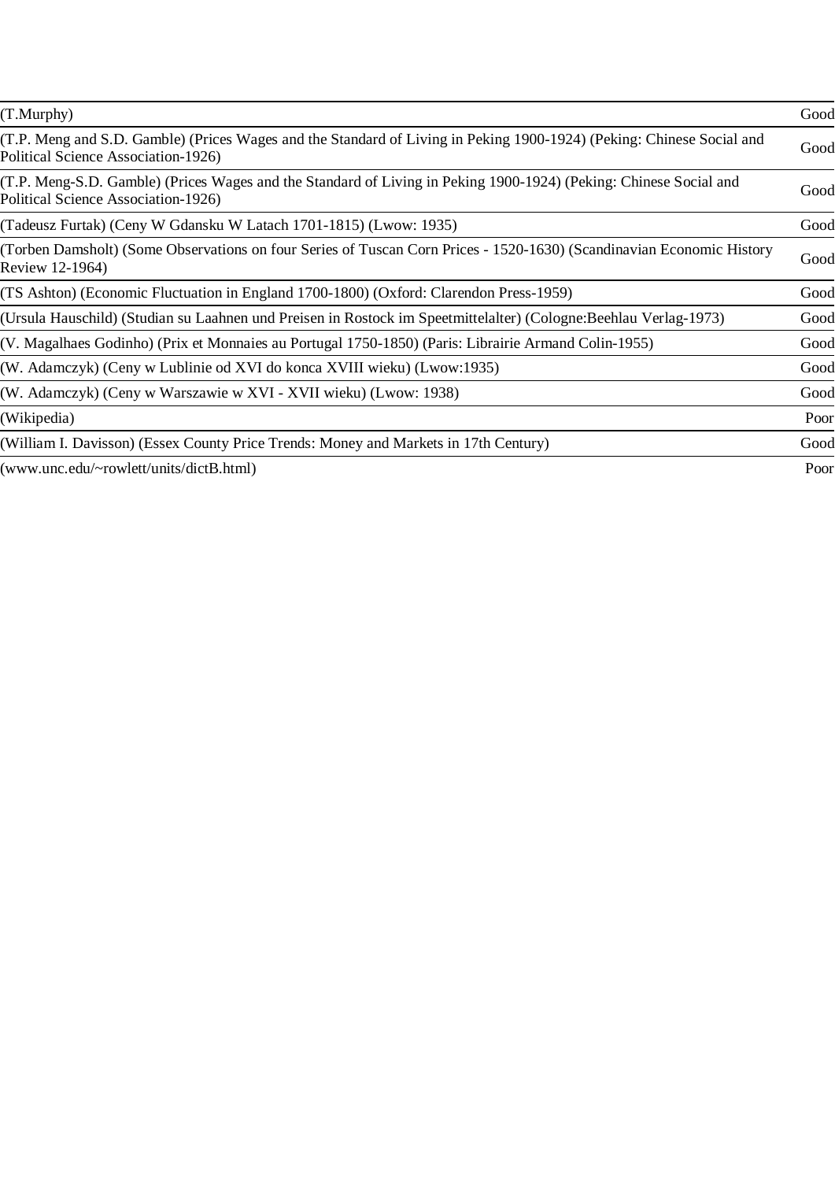| | |
|---|---|
| (T.Murphy) | Good |
| (T.P. Meng and S.D. Gamble) (Prices Wages and the Standard of Living in Peking 1900-1924) (Peking: Chinese Social and Political Science Association-1926) | Good |
| (T.P. Meng-S.D. Gamble) (Prices Wages and the Standard of Living in Peking 1900-1924) (Peking: Chinese Social and Political Science Association-1926) | Good |
| (Tadeusz Furtak) (Ceny W Gdansku W Latach 1701-1815) (Lwow: 1935) | Good |
| (Torben Damsholt) (Some Observations on four Series of Tuscan Corn Prices - 1520-1630) (Scandinavian Economic History Review 12-1964) | Good |
| (TS Ashton) (Economic Fluctuation in England 1700-1800) (Oxford: Clarendon Press-1959) | Good |
| (Ursula Hauschild) (Studian su Laahnen und Preisen in Rostock im Speetmittelalter) (Cologne:Beehlau Verlag-1973) | Good |
| (V. Magalhaes Godinho) (Prix et Monnaies au Portugal 1750-1850) (Paris: Librairie Armand Colin-1955) | Good |
| (W. Adamczyk) (Ceny w Lublinie od XVI do konca XVIII wieku) (Lwow:1935) | Good |
| (W. Adamczyk) (Ceny w Warszawie w XVI - XVII wieku) (Lwow: 1938) | Good |
| (Wikipedia) | Poor |
| (William I. Davisson) (Essex County Price Trends: Money and Markets in 17th Century) | Good |
| (www.unc.edu/~rowlett/units/dictB.html) | Poor |